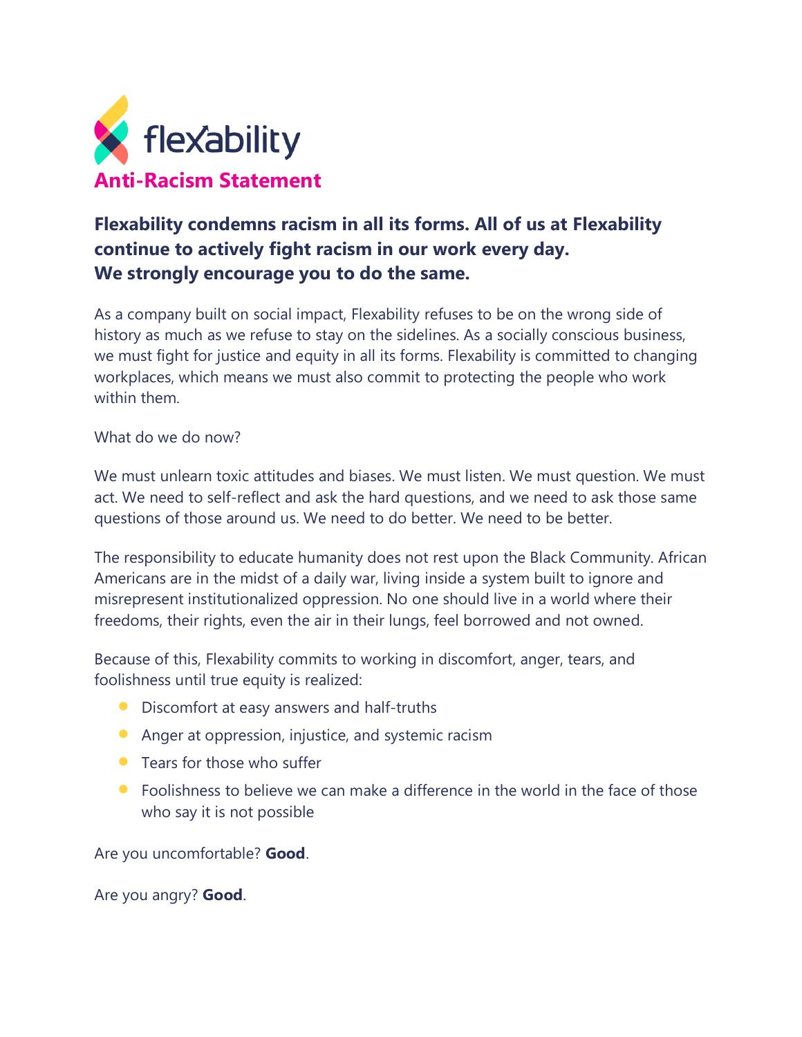flexability

# Anti-Racism Statement

**Flexability condemns racism in all its forms. All of us at Flexability continue to actively fight racism in our work every day. We strongly encourage you to do the same.**

As a company built on social impact, Flexability refuses to be on the wrong side of history as much as we refuse to stay on the sidelines. As a socially conscious business, we must fight for justice and equity in all its forms. Flexability is committed to changing workplaces, which means we must also commit to protecting the people who work within them.

What do we do now?

We must unlearn toxic attitudes and biases. We must listen. We must question. We must act. We need to self-reflect and ask the hard questions, and we need to ask those same questions of those around us. We need to do better. We need to be better.

The responsibility to educate humanity does not rest upon the Black Community. African Americans are in the midst of a daily war, living inside a system built to ignore and misrepresent institutionalized oppression. No one should live in a world where their freedoms, their rights, even the air in their lungs, feel borrowed and not owned.

Because of this, Flexability commits to working in discomfort, anger, tears, and foolishness until true equity is realized:

- Discomfort at easy answers and half-truths
- Anger at oppression, injustice, and systemic racism
- Tears for those who suffer
- Foolishness to believe we can make a difference in the world in the face of those who say it is not possible

Are you uncomfortable? **Good**.

Are you angry? **Good**.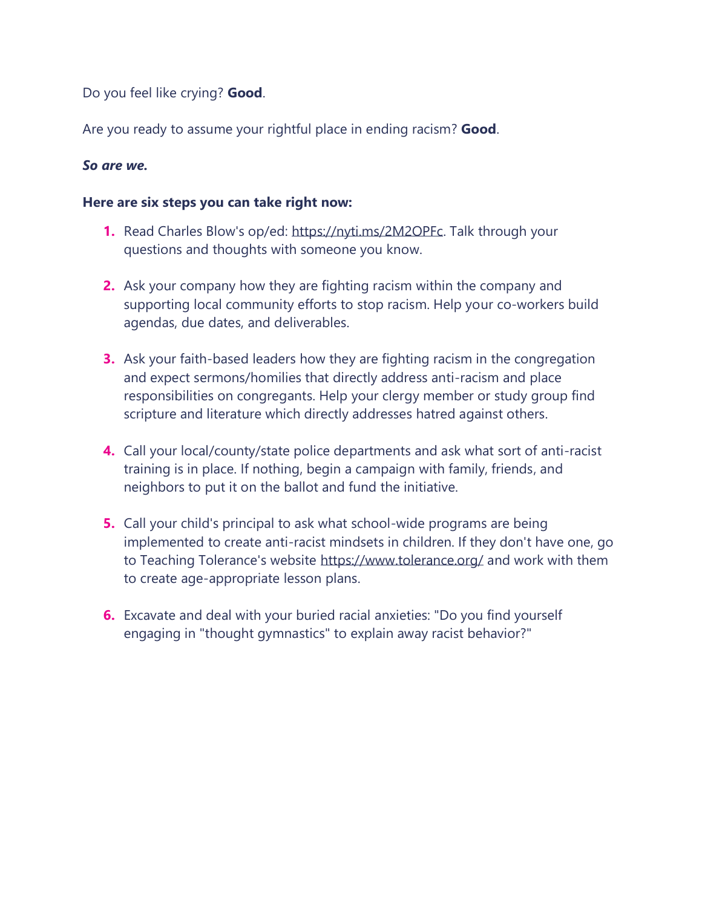Do you feel like crying? **Good**.

Are you ready to assume your rightful place in ending racism? **Good**.

***So are we.***

**Here are six steps you can take right now:**

1. Read Charles Blow's op/ed: https://nyti.ms/2M2OPFc. Talk through your questions and thoughts with someone you know.

2. Ask your company how they are fighting racism within the company and supporting local community efforts to stop racism. Help your co-workers build agendas, due dates, and deliverables.

3. Ask your faith-based leaders how they are fighting racism in the congregation and expect sermons/homilies that directly address anti-racism and place responsibilities on congregants. Help your clergy member or study group find scripture and literature which directly addresses hatred against others.

4. Call your local/county/state police departments and ask what sort of anti-racist training is in place. If nothing, begin a campaign with family, friends, and neighbors to put it on the ballot and fund the initiative.

5. Call your child's principal to ask what school-wide programs are being implemented to create anti-racist mindsets in children. If they don't have one, go to Teaching Tolerance's website https://www.tolerance.org/ and work with them to create age-appropriate lesson plans.

6. Excavate and deal with your buried racial anxieties: "Do you find yourself engaging in "thought gymnastics" to explain away racist behavior?"